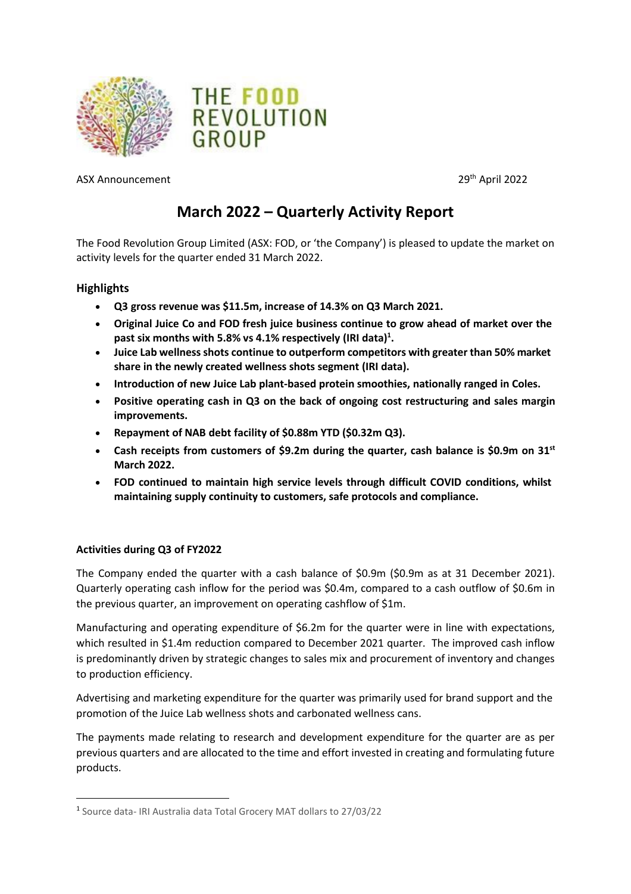THE FOOD REVOLUTION GROUP

ASX Announcement 29th April 2022

# March 2022 – Quarterly Activity Report

The Food Revolution Group Limited (ASX: FOD, or 'the Company') is pleased to update the market on activity levels for the quarter ended 31 March 2022.

## Highlights

- **Q3 gross revenue was $11.5m, increase of 14.3% on Q3 March 2021.**
- **Original Juice Co and FOD fresh juice business continue to grow ahead of market over the past six months with 5.8% vs 4.1% respectively (IRI data)[1].**
- **Juice Lab wellness shots continue to outperform competitors with greater than 50% market share in the newly created wellness shots segment (IRI data).**
- **Introduction of new Juice Lab plant-based protein smoothies, nationally ranged in Coles.**
- **Positive operating cash in Q3 on the back of ongoing cost restructuring and sales margin improvements.**
- **Repayment of NAB debt facility of $0.88m YTD ($0.32m Q3).**
- **Cash receipts from customers of $9.2m during the quarter, cash balance is $0.9m on 31st March 2022.**
- **FOD continued to maintain high service levels through difficult COVID conditions, whilst maintaining supply continuity to customers, safe protocols and compliance.**

**Activities during Q3 of FY2022**

The Company ended the quarter with a cash balance of $0.9m ($0.9m as at 31 December 2021). Quarterly operating cash inflow for the period was $0.4m, compared to a cash outflow of $0.6m in the previous quarter, an improvement on operating cashflow of $1m.

Manufacturing and operating expenditure of $6.2m for the quarter were in line with expectations, which resulted in $1.4m reduction compared to December 2021 quarter. The improved cash inflow is predominantly driven by strategic changes to sales mix and procurement of inventory and changes to production efficiency.

Advertising and marketing expenditure for the quarter was primarily used for brand support and the promotion of the Juice Lab wellness shots and carbonated wellness cans.

The payments made relating to research and development expenditure for the quarter are as per previous quarters and are allocated to the time and effort invested in creating and formulating future products.

[1] Source data- IRI Australia data Total Grocery MAT dollars to 27/03/22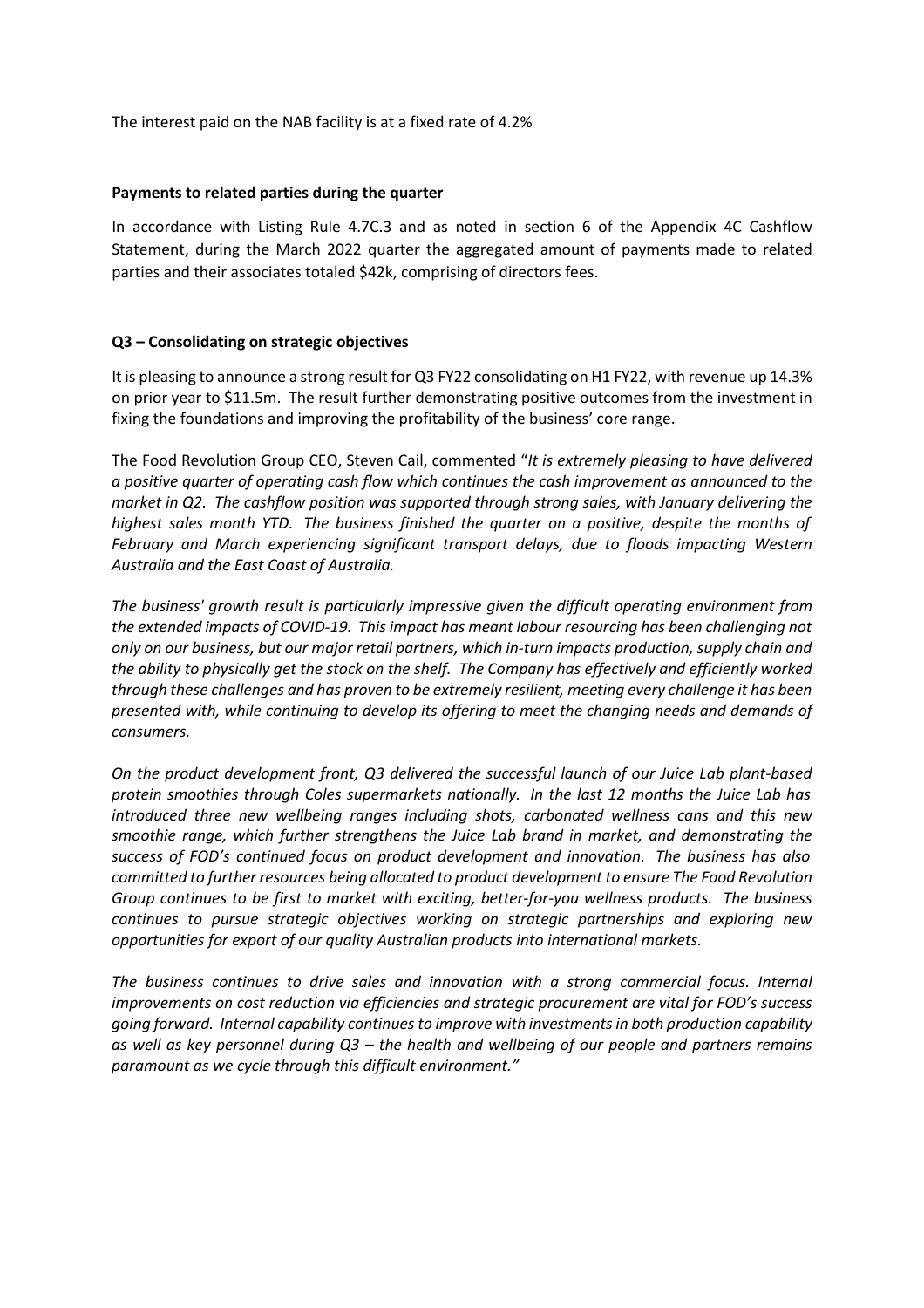The interest paid on the NAB facility is at a fixed rate of 4.2%

**Payments to related parties during the quarter**

In accordance with Listing Rule 4.7C.3 and as noted in section 6 of the Appendix 4C Cashflow Statement, during the March 2022 quarter the aggregated amount of payments made to related parties and their associates totaled $42k, comprising of directors fees.

**Q3 – Consolidating on strategic objectives**

It is pleasing to announce a strong result for Q3 FY22 consolidating on H1 FY22, with revenue up 14.3% on prior year to $11.5m. The result further demonstrating positive outcomes from the investment in fixing the foundations and improving the profitability of the business' core range.

The Food Revolution Group CEO, Steven Cail, commented "*It is extremely pleasing to have delivered a positive quarter of operating cash flow which continues the cash improvement as announced to the market in Q2. The cashflow position was supported through strong sales, with January delivering the highest sales month YTD. The business finished the quarter on a positive, despite the months of February and March experiencing significant transport delays, due to floods impacting Western Australia and the East Coast of Australia.*

*The business' growth result is particularly impressive given the difficult operating environment from the extended impacts of COVID-19. This impact has meant labour resourcing has been challenging not only on our business, but our major retail partners, which in-turn impacts production, supply chain and the ability to physically get the stock on the shelf. The Company has effectively and efficiently worked through these challenges and has proven to be extremely resilient, meeting every challenge it has been presented with, while continuing to develop its offering to meet the changing needs and demands of consumers.*

*On the product development front, Q3 delivered the successful launch of our Juice Lab plant-based protein smoothies through Coles supermarkets nationally. In the last 12 months the Juice Lab has introduced three new wellbeing ranges including shots, carbonated wellness cans and this new smoothie range, which further strengthens the Juice Lab brand in market, and demonstrating the success of FOD's continued focus on product development and innovation. The business has also committed to further resources being allocated to product development to ensure The Food Revolution Group continues to be first to market with exciting, better-for-you wellness products. The business continues to pursue strategic objectives working on strategic partnerships and exploring new opportunities for export of our quality Australian products into international markets.*

*The business continues to drive sales and innovation with a strong commercial focus. Internal improvements on cost reduction via efficiencies and strategic procurement are vital for FOD's success going forward. Internal capability continues to improve with investments in both production capability as well as key personnel during Q3 – the health and wellbeing of our people and partners remains paramount as we cycle through this difficult environment."*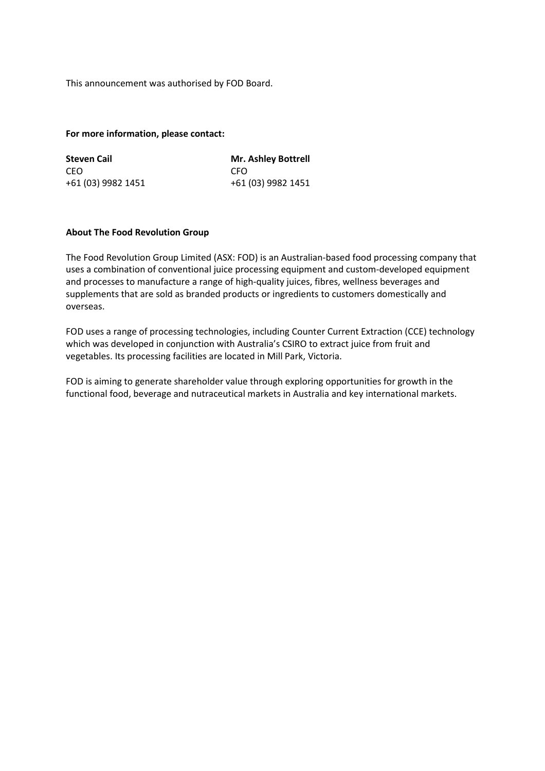This announcement was authorised by FOD Board.

**For more information, please contact:**

| **Steven Cail** | **Mr. Ashley Bottrell** |
| --- | --- |
| CEO | CFO |
| +61 (03) 9982 1451 | +61 (03) 9982 1451 |

**About The Food Revolution Group**

The Food Revolution Group Limited (ASX: FOD) is an Australian-based food processing company that uses a combination of conventional juice processing equipment and custom-developed equipment and processes to manufacture a range of high-quality juices, fibres, wellness beverages and supplements that are sold as branded products or ingredients to customers domestically and overseas.

FOD uses a range of processing technologies, including Counter Current Extraction (CCE) technology which was developed in conjunction with Australia's CSIRO to extract juice from fruit and vegetables. Its processing facilities are located in Mill Park, Victoria.

FOD is aiming to generate shareholder value through exploring opportunities for growth in the functional food, beverage and nutraceutical markets in Australia and key international markets.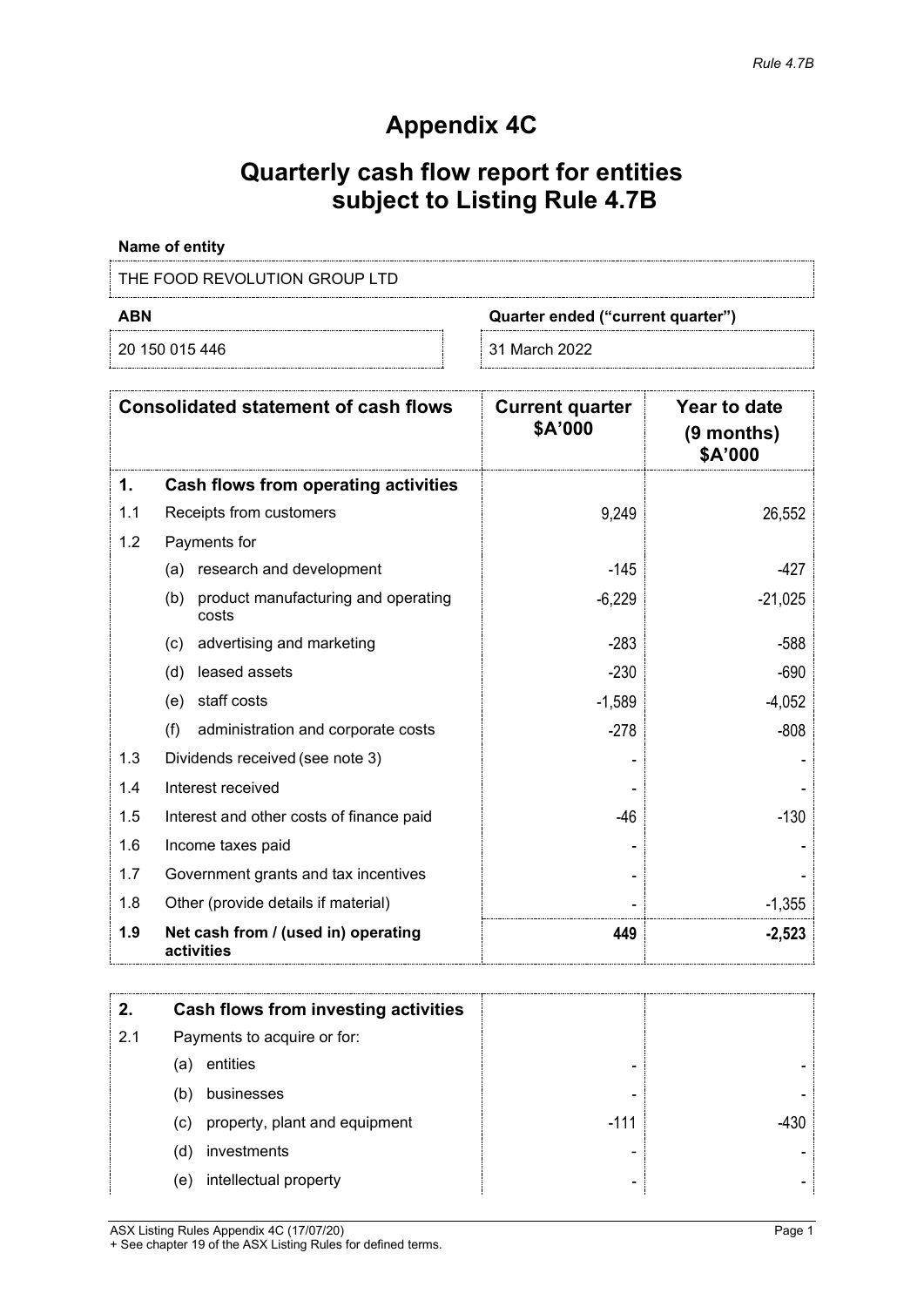# Appendix 4C

# Quarterly cash flow report for entities subject to Listing Rule 4.7B

**Name of entity**

THE FOOD REVOLUTION GROUP LTD

| ABN | Quarter ended ("current quarter") |
|---|---|
| 20 150 015 446 | 31 March 2022 |

| | Consolidated statement of cash flows | Current quarter $A'000 | Year to date (9 months) $A'000 |
|---|---|---|---|
| **1.** | **Cash flows from operating activities** | | |
| 1.1 | Receipts from customers | 9,249 | 26,552 |
| 1.2 | Payments for | | |
| | (a) research and development | -145 | -427 |
| | (b) product manufacturing and operating costs | -6,229 | -21,025 |
| | (c) advertising and marketing | -283 | -588 |
| | (d) leased assets | -230 | -690 |
| | (e) staff costs | -1,589 | -4,052 |
| | (f) administration and corporate costs | -278 | -808 |
| 1.3 | Dividends received (see note 3) | - | - |
| 1.4 | Interest received | - | - |
| 1.5 | Interest and other costs of finance paid | -46 | -130 |
| 1.6 | Income taxes paid | - | - |
| 1.7 | Government grants and tax incentives | - | - |
| 1.8 | Other (provide details if material) | - | -1,355 |
| **1.9** | **Net cash from / (used in) operating activities** | **449** | **-2,523** |

| | | | |
|---|---|---|---|
| **2.** | **Cash flows from investing activities** | | |
| 2.1 | Payments to acquire or for: | | |
| | (a) entities | - | - |
| | (b) businesses | - | - |
| | (c) property, plant and equipment | -111 | -430 |
| | (d) investments | - | - |
| | (e) intellectual property | - | - |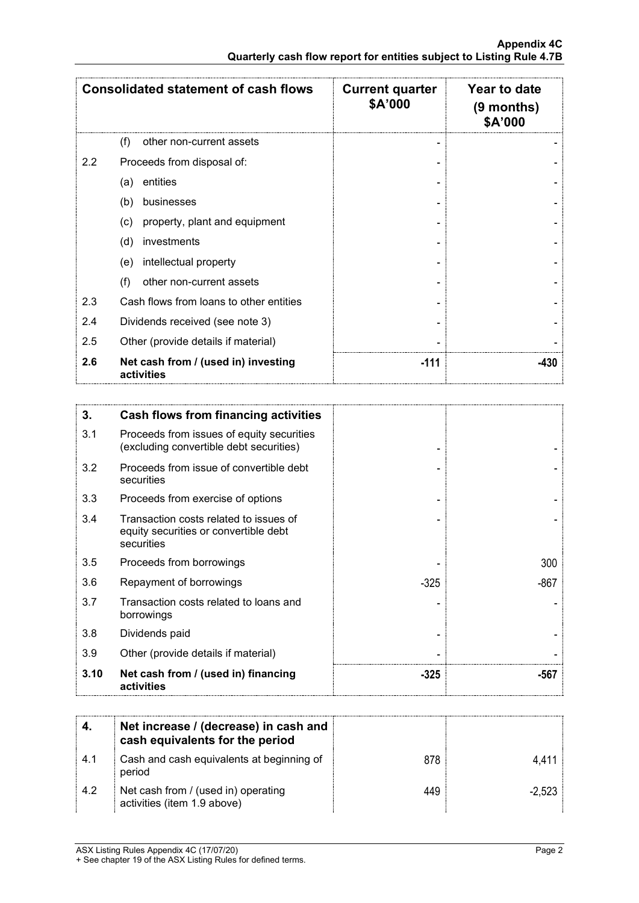| Consolidated statement of cash flows | | Current quarter $A'000 | Year to date (9 months) $A'000 |
|---|---|---|---|
| | (f) other non-current assets | - | - |
| 2.2 | Proceeds from disposal of: | - | - |
| | (a) entities | - | - |
| | (b) businesses | - | - |
| | (c) property, plant and equipment | - | - |
| | (d) investments | - | - |
| | (e) intellectual property | - | - |
| | (f) other non-current assets | - | - |
| 2.3 | Cash flows from loans to other entities | - | - |
| 2.4 | Dividends received (see note 3) | - | - |
| 2.5 | Other (provide details if material) | - | - |
| **2.6** | **Net cash from / (used in) investing activities** | **-111** | **-430** |

| **3.** | **Cash flows from financing activities** | | |
|---|---|---|---|
| 3.1 | Proceeds from issues of equity securities (excluding convertible debt securities) | - | - |
| 3.2 | Proceeds from issue of convertible debt securities | - | - |
| 3.3 | Proceeds from exercise of options | - | - |
| 3.4 | Transaction costs related to issues of equity securities or convertible debt securities | - | - |
| 3.5 | Proceeds from borrowings | - | 300 |
| 3.6 | Repayment of borrowings | -325 | -867 |
| 3.7 | Transaction costs related to loans and borrowings | - | - |
| 3.8 | Dividends paid | - | - |
| 3.9 | Other (provide details if material) | - | - |
| **3.10** | **Net cash from / (used in) financing activities** | **-325** | **-567** |

| **4.** | **Net increase / (decrease) in cash and cash equivalents for the period** | | |
|---|---|---|---|
| 4.1 | Cash and cash equivalents at beginning of period | 878 | 4,411 |
| 4.2 | Net cash from / (used in) operating activities (item 1.9 above) | 449 | -2,523 |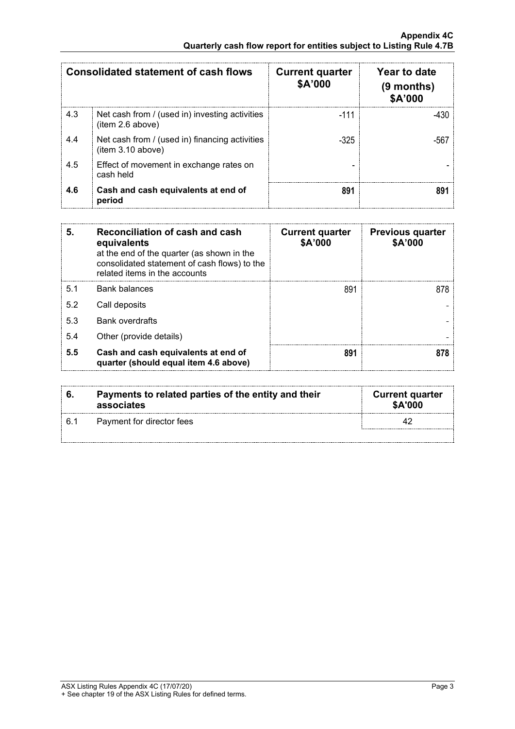| Consolidated statement of cash flows | | Current quarter $A'000 | Year to date (9 months) $A'000 |
|---|---|---|---|
| 4.3 | Net cash from / (used in) investing activities (item 2.6 above) | -111 | -430 |
| 4.4 | Net cash from / (used in) financing activities (item 3.10 above) | -325 | -567 |
| 4.5 | Effect of movement in exchange rates on cash held | - | - |
| **4.6** | **Cash and cash equivalents at end of period** | **891** | **891** |

| 5. | **Reconciliation of cash and cash equivalents** at the end of the quarter (as shown in the consolidated statement of cash flows) to the related items in the accounts | Current quarter $A'000 | Previous quarter $A'000 |
|---|---|---|---|
| 5.1 | Bank balances | 891 | 878 |
| 5.2 | Call deposits | | - |
| 5.3 | Bank overdrafts | | - |
| 5.4 | Other (provide details) | | - |
| **5.5** | **Cash and cash equivalents at end of quarter (should equal item 4.6 above)** | **891** | **878** |

| 6. | Payments to related parties of the entity and their associates | Current quarter $A'000 |
|---|---|---|
| 6.1 | Payment for director fees | 42 |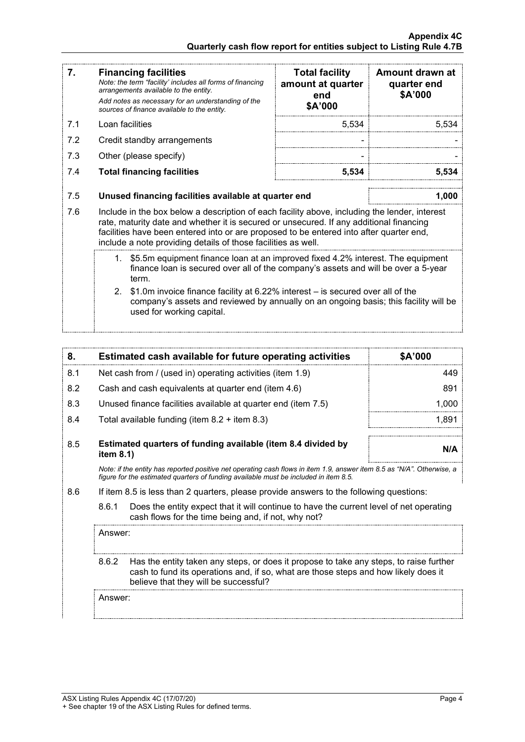| 7. | **Financing facilities**<br>*Note: the term "facility' includes all forms of financing arrangements available to the entity.*<br>*Add notes as necessary for an understanding of the sources of finance available to the entity.* | **Total facility amount at quarter end**<br>**\$A'000** | **Amount drawn at quarter end**<br>**\$A'000** |
|---|---|---|---|
| 7.1 | Loan facilities | 5,534 | 5,534 |
| 7.2 | Credit standby arrangements | - | - |
| 7.3 | Other (please specify) | - | - |
| 7.4 | **Total financing facilities** | **5,534** | **5,534** |

| 7.5 | **Unused financing facilities available at quarter end** | **1,000** |
|---|---|---|

7.6 Include in the box below a description of each facility above, including the lender, interest rate, maturity date and whether it is secured or unsecured. If any additional financing facilities have been entered into or are proposed to be entered into after quarter end, include a note providing details of those facilities as well.

1. \$5.5m equipment finance loan at an improved fixed 4.2% interest. The equipment finance loan is secured over all of the company's assets and will be over a 5-year term.
2. \$1.0m invoice finance facility at 6.22% interest – is secured over all of the company's assets and reviewed by annually on an ongoing basis; this facility will be used for working capital.

| 8. | **Estimated cash available for future operating activities** | **\$A'000** |
|---|---|---|
| 8.1 | Net cash from / (used in) operating activities (item 1.9) | 449 |
| 8.2 | Cash and cash equivalents at quarter end (item 4.6) | 891 |
| 8.3 | Unused finance facilities available at quarter end (item 7.5) | 1,000 |
| 8.4 | Total available funding (item 8.2 + item 8.3) | 1,891 |
| 8.5 | **Estimated quarters of funding available (item 8.4 divided by item 8.1)** | **N/A** |

*Note: if the entity has reported positive net operating cash flows in item 1.9, answer item 8.5 as "N/A". Otherwise, a figure for the estimated quarters of funding available must be included in item 8.5.*

8.6 If item 8.5 is less than 2 quarters, please provide answers to the following questions:

8.6.1 Does the entity expect that it will continue to have the current level of net operating cash flows for the time being and, if not, why not?

Answer:

8.6.2 Has the entity taken any steps, or does it propose to take any steps, to raise further cash to fund its operations and, if so, what are those steps and how likely does it believe that they will be successful?

Answer: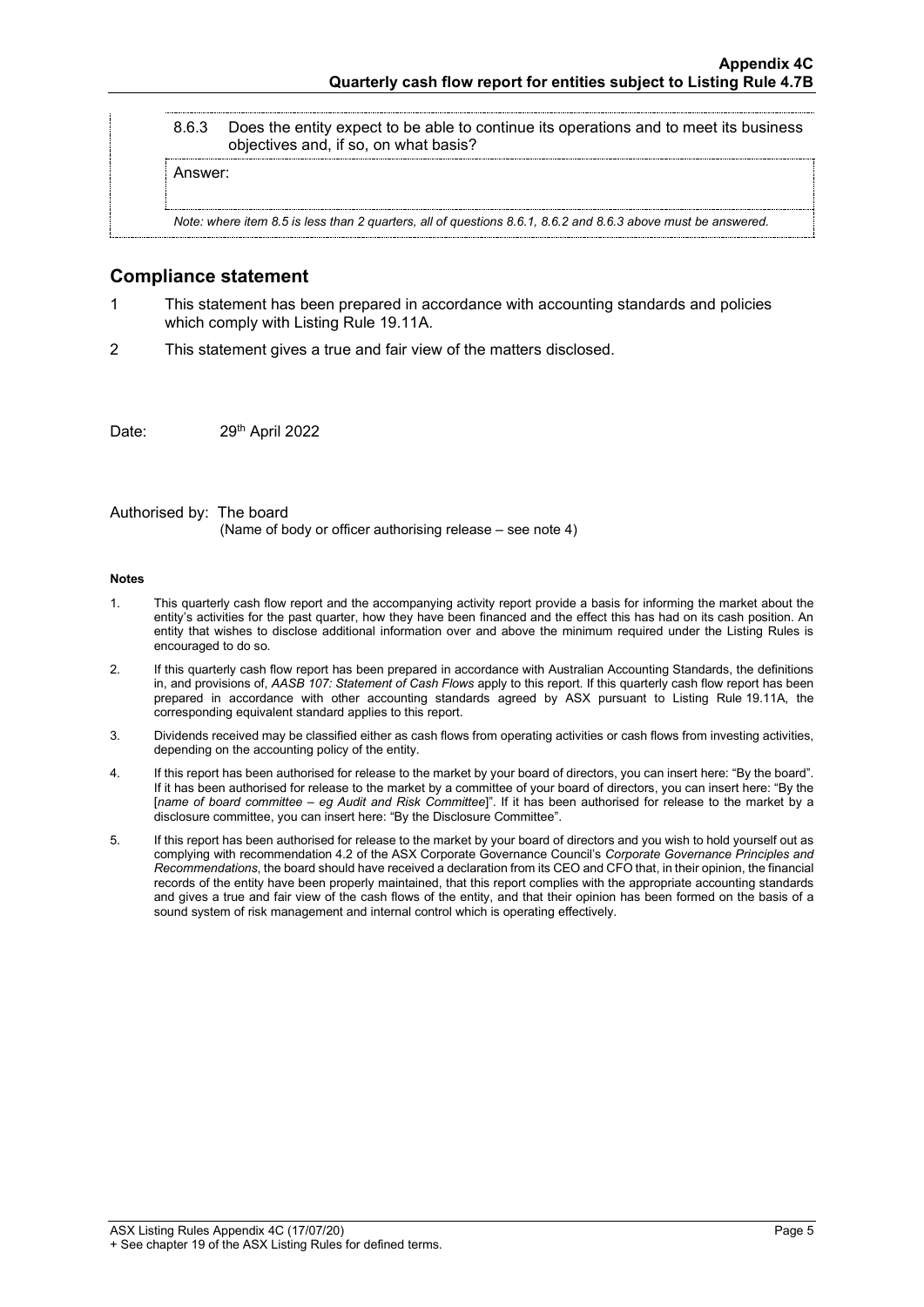8.6.3 Does the entity expect to be able to continue its operations and to meet its business objectives and, if so, on what basis?

Answer:

*Note: where item 8.5 is less than 2 quarters, all of questions 8.6.1, 8.6.2 and 8.6.3 above must be answered.*

## Compliance statement

1. This statement has been prepared in accordance with accounting standards and policies which comply with Listing Rule 19.11A.

2. This statement gives a true and fair view of the matters disclosed.

Date: 29th April 2022

Authorised by: The board
(Name of body or officer authorising release – see note 4)

**Notes**

1. This quarterly cash flow report and the accompanying activity report provide a basis for informing the market about the entity's activities for the past quarter, how they have been financed and the effect this has had on its cash position. An entity that wishes to disclose additional information over and above the minimum required under the Listing Rules is encouraged to do so.

2. If this quarterly cash flow report has been prepared in accordance with Australian Accounting Standards, the definitions in, and provisions of, *AASB 107: Statement of Cash Flows* apply to this report. If this quarterly cash flow report has been prepared in accordance with other accounting standards agreed by ASX pursuant to Listing Rule 19.11A, the corresponding equivalent standard applies to this report.

3. Dividends received may be classified either as cash flows from operating activities or cash flows from investing activities, depending on the accounting policy of the entity.

4. If this report has been authorised for release to the market by your board of directors, you can insert here: "By the board". If it has been authorised for release to the market by a committee of your board of directors, you can insert here: "By the [*name of board committee – eg Audit and Risk Committee*]". If it has been authorised for release to the market by a disclosure committee, you can insert here: "By the Disclosure Committee".

5. If this report has been authorised for release to the market by your board of directors and you wish to hold yourself out as complying with recommendation 4.2 of the ASX Corporate Governance Council's *Corporate Governance Principles and Recommendations*, the board should have received a declaration from its CEO and CFO that, in their opinion, the financial records of the entity have been properly maintained, that this report complies with the appropriate accounting standards and gives a true and fair view of the cash flows of the entity, and that their opinion has been formed on the basis of a sound system of risk management and internal control which is operating effectively.